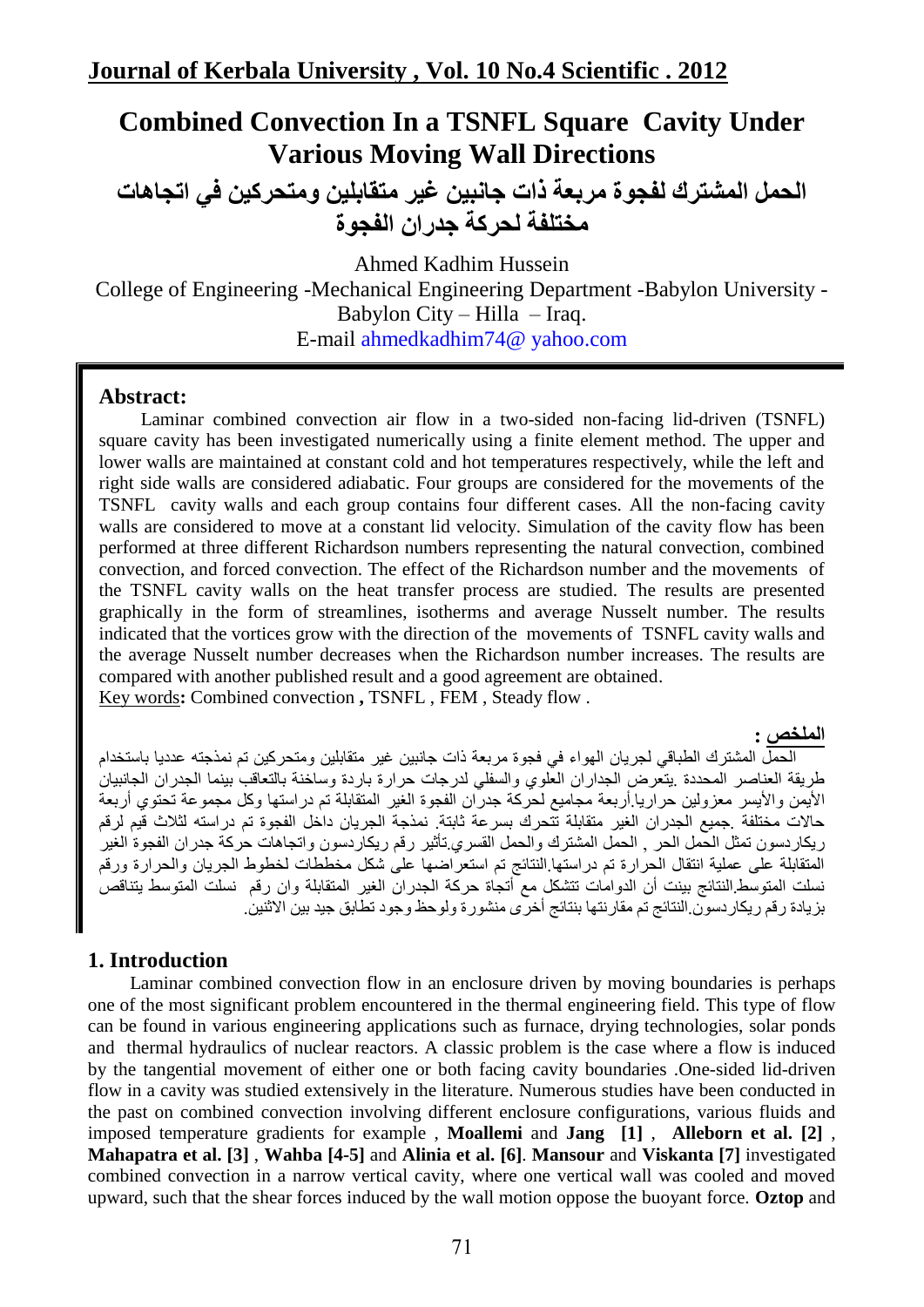# Combined Convection In a TSNFL Square Cavity Under Various Moving Wall Directions

# الحمل المشترك لفجوة مربعة ذات جانبين غير متقابلين ومتحركين في اتجاهات مختلفة لحركة جدران الفجوة

Ahmed Kadhim Hussein

College of Engineering -Mechanical Engineering Department -Babylon University - Babylon City – Hilla – Iraq.

E-mail ahmedkadhim74@ yahoo.com

## Abstract:

Laminar combined convection air flow in a two-sided non-facing lid-driven (TSNFL) square cavity has been investigated numerically using a finite element method. The upper and lower walls are maintained at constant cold and hot temperatures respectively, while the left and right side walls are considered adiabatic. Four groups are considered for the movements of the TSNFL cavity walls and each group contains four different cases. All the non-facing cavity walls are considered to move at a constant lid velocity. Simulation of the cavity flow has been performed at three different Richardson numbers representing the natural convection, combined convection, and forced convection. The effect of the Richardson number and the movements of the TSNFL cavity walls on the heat transfer process are studied. The results are presented graphically in the form of streamlines, isotherms and average Nusselt number. The results indicated that the vortices grow with the direction of the movements of TSNFL cavity walls and the average Nusselt number decreases when the Richardson number increases. The results are compared with another published result and a good agreement are obtained.

Key words**:** Combined convection **,** TSNFL , FEM , Steady flow .

## الملخص :

الحمل المشترك الطباقي لجريان الهواء في فجوة مربعة ذات جانبين غير متقابلين ومتحركين تم نمذجته عدديا باستخدام طريقة العناصر المحددة .يتعرض الجداران العلوي والسفلي لدرجات حرارة باردة وساخنة بالتعاقب بينما الجداران الجانبيان الأيمن والأيسر معزولين حراريا.أربعة مجاميع لحركة جدران الفجوة الغير المتقابلة تم دراستها وكل مجموعة تحتوي أربعة حالات مختلفة .جميع الجدران الغير متقابلة تتحرك بسرعة ثابتة. نمذجة الجريان داخل الفجوة تم دراسته لثلاث قيم لرقم ريكاردسون تمثل الحمل الحر , الحمل المشترك والحمل القسري.تأثير رقم ريكاردسون واتجاهات حركة جدران الفجوة الغير المتقابلة على عملية انتقال الحرارة تم دراستها.النتائج تم استعراضها على شكل مخططات لخطوط الجريان والحرارة ورقم نسلت المتوسط.النتائج بينت أن الدوامات تتشكل مع أتجاة حركة الجدران الغير المتقابلة وان رقم نسلت المتوسط يتناقص بزيادة رقم ريكاردسون.النتائج تم مقارنتها بنتائج أخرى منشورة ولوحظ وجود تطابق جيد بين الاثنين.

## 1. Introduction

Laminar combined convection flow in an enclosure driven by moving boundaries is perhaps one of the most significant problem encountered in the thermal engineering field. This type of flow can be found in various engineering applications such as furnace, drying technologies, solar ponds and thermal hydraulics of nuclear reactors. A classic problem is the case where a flow is induced by the tangential movement of either one or both facing cavity boundaries .One-sided lid-driven flow in a cavity was studied extensively in the literature. Numerous studies have been conducted in the past on combined convection involving different enclosure configurations, various fluids and imposed temperature gradients for example , **Moallemi** and **Jang [1]** , **Alleborn et al. [2]** , **Mahapatra et al. [3]** , **Wahba [4-5]** and **Alinia et al. [6]**. **Mansour** and **Viskanta [7]** investigated combined convection in a narrow vertical cavity, where one vertical wall was cooled and moved upward, such that the shear forces induced by the wall motion oppose the buoyant force. **Oztop** and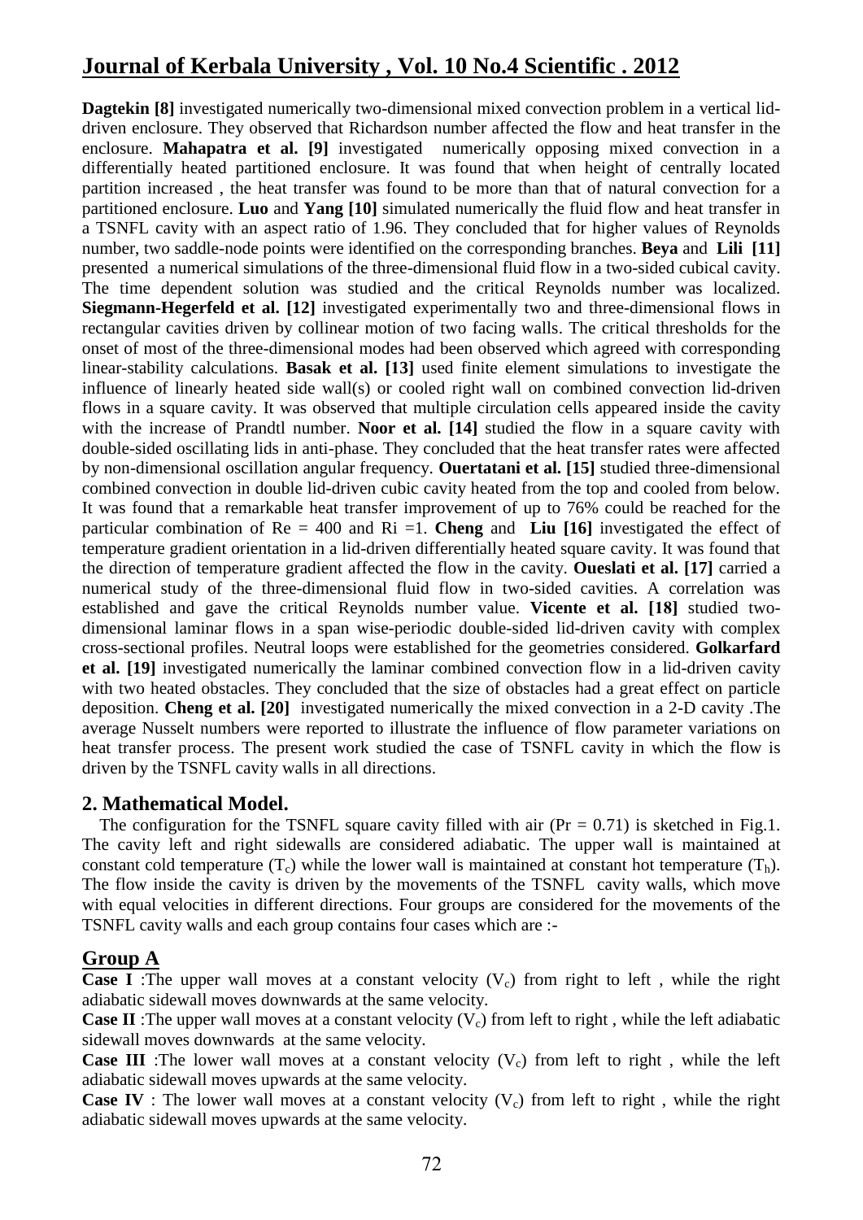**Dagtekin [8]** investigated numerically two-dimensional mixed convection problem in a vertical lid-driven enclosure. They observed that Richardson number affected the flow and heat transfer in the enclosure. **Mahapatra et al. [9]** investigated numerically opposing mixed convection in a differentially heated partitioned enclosure. It was found that when height of centrally located partition increased , the heat transfer was found to be more than that of natural convection for a partitioned enclosure. **Luo** and **Yang [10]** simulated numerically the fluid flow and heat transfer in a TSNFL cavity with an aspect ratio of 1.96. They concluded that for higher values of Reynolds number, two saddle-node points were identified on the corresponding branches. **Beya** and **Lili [11]** presented a numerical simulations of the three-dimensional fluid flow in a two-sided cubical cavity. The time dependent solution was studied and the critical Reynolds number was localized. **Siegmann-Hegerfeld et al. [12]** investigated experimentally two and three-dimensional flows in rectangular cavities driven by collinear motion of two facing walls. The critical thresholds for the onset of most of the three-dimensional modes had been observed which agreed with corresponding linear-stability calculations. **Basak et al. [13]** used finite element simulations to investigate the influence of linearly heated side wall(s) or cooled right wall on combined convection lid-driven flows in a square cavity. It was observed that multiple circulation cells appeared inside the cavity with the increase of Prandtl number. **Noor et al. [14]** studied the flow in a square cavity with double-sided oscillating lids in anti-phase. They concluded that the heat transfer rates were affected by non-dimensional oscillation angular frequency. **Ouertatani et al. [15]** studied three-dimensional combined convection in double lid-driven cubic cavity heated from the top and cooled from below. It was found that a remarkable heat transfer improvement of up to 76% could be reached for the particular combination of Re = 400 and Ri =1. **Cheng** and **Liu [16]** investigated the effect of temperature gradient orientation in a lid-driven differentially heated square cavity. It was found that the direction of temperature gradient affected the flow in the cavity. **Oueslati et al. [17]** carried a numerical study of the three-dimensional fluid flow in two-sided cavities. A correlation was established and gave the critical Reynolds number value. **Vicente et al. [18]** studied two-dimensional laminar flows in a span wise-periodic double-sided lid-driven cavity with complex cross-sectional profiles. Neutral loops were established for the geometries considered. **Golkarfard et al. [19]** investigated numerically the laminar combined convection flow in a lid-driven cavity with two heated obstacles. They concluded that the size of obstacles had a great effect on particle deposition. **Cheng et al. [20]** investigated numerically the mixed convection in a 2-D cavity .The average Nusselt numbers were reported to illustrate the influence of flow parameter variations on heat transfer process. The present work studied the case of TSNFL cavity in which the flow is driven by the TSNFL cavity walls in all directions.

## 2. Mathematical Model.

The configuration for the TSNFL square cavity filled with air (Pr = 0.71) is sketched in Fig.1. The cavity left and right sidewalls are considered adiabatic. The upper wall is maintained at constant cold temperature ($T_c$) while the lower wall is maintained at constant hot temperature ($T_h$). The flow inside the cavity is driven by the movements of the TSNFL cavity walls, which move with equal velocities in different directions. Four groups are considered for the movements of the TSNFL cavity walls and each group contains four cases which are :-

### Group A

**Case I** :The upper wall moves at a constant velocity ($V_c$) from right to left , while the right adiabatic sidewall moves downwards at the same velocity.

**Case II** :The upper wall moves at a constant velocity ($V_c$) from left to right , while the left adiabatic sidewall moves downwards at the same velocity.

**Case III** :The lower wall moves at a constant velocity ($V_c$) from left to right , while the left adiabatic sidewall moves upwards at the same velocity.

**Case IV** : The lower wall moves at a constant velocity ($V_c$) from left to right , while the right adiabatic sidewall moves upwards at the same velocity.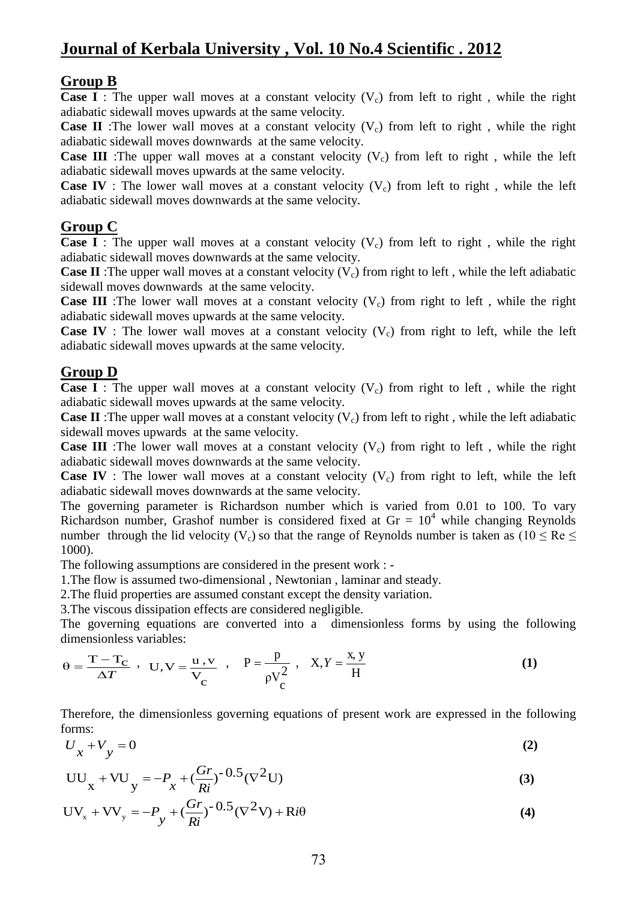## Group B

**Case I** : The upper wall moves at a constant velocity ($V_c$) from left to right , while the right adiabatic sidewall moves upwards at the same velocity.

**Case II** :The lower wall moves at a constant velocity ($V_c$) from left to right , while the right adiabatic sidewall moves downwards at the same velocity.

**Case III** :The upper wall moves at a constant velocity ($V_c$) from left to right , while the left adiabatic sidewall moves upwards at the same velocity.

**Case IV** : The lower wall moves at a constant velocity ($V_c$) from left to right , while the left adiabatic sidewall moves downwards at the same velocity.

## Group C

**Case I** : The upper wall moves at a constant velocity ($V_c$) from left to right , while the right adiabatic sidewall moves downwards at the same velocity.

**Case II** :The upper wall moves at a constant velocity ($V_c$) from right to left , while the left adiabatic sidewall moves downwards at the same velocity.

**Case III** :The lower wall moves at a constant velocity ($V_c$) from right to left , while the right adiabatic sidewall moves upwards at the same velocity.

**Case IV** : The lower wall moves at a constant velocity ($V_c$) from right to left, while the left adiabatic sidewall moves upwards at the same velocity.

## Group D

**Case I** : The upper wall moves at a constant velocity ($V_c$) from right to left , while the right adiabatic sidewall moves upwards at the same velocity.

**Case II** :The upper wall moves at a constant velocity ($V_c$) from left to right , while the left adiabatic sidewall moves upwards at the same velocity.

**Case III** :The lower wall moves at a constant velocity ($V_c$) from right to left , while the right adiabatic sidewall moves downwards at the same velocity.

**Case IV** : The lower wall moves at a constant velocity ($V_c$) from right to left, while the left adiabatic sidewall moves downwards at the same velocity.

The governing parameter is Richardson number which is varied from 0.01 to 100. To vary Richardson number, Grashof number is considered fixed at $Gr = 10^4$ while changing Reynolds number through the lid velocity ($V_c$) so that the range of Reynolds number is taken as ($10 \leq Re \leq 1000$).

The following assumptions are considered in the present work : -

1.The flow is assumed two-dimensional , Newtonian , laminar and steady.

2.The fluid properties are assumed constant except the density variation.

3.The viscous dissipation effects are considered negligible.

The governing equations are converted into a dimensionless forms by using the following dimensionless variables:

$$\theta = \frac{T - T_C}{\Delta T} \ , \quad U, V = \frac{u\,,v}{V_c} \ , \quad P = \frac{p}{\rho V_c^2} \ , \quad X, Y = \frac{x, y}{H} \tag{1}$$

Therefore, the dimensionless governing equations of present work are expressed in the following forms:

$$U_x + V_y = 0 \tag{2}$$

$$UU_x + VU_y = -P_x + (\frac{Gr}{Ri})^{-0.5}(\nabla^2 U) \tag{3}$$

$$UV_x + VV_y = -P_y + (\frac{Gr}{Ri})^{-0.5}(\nabla^2 V) + Ri\theta \tag{4}$$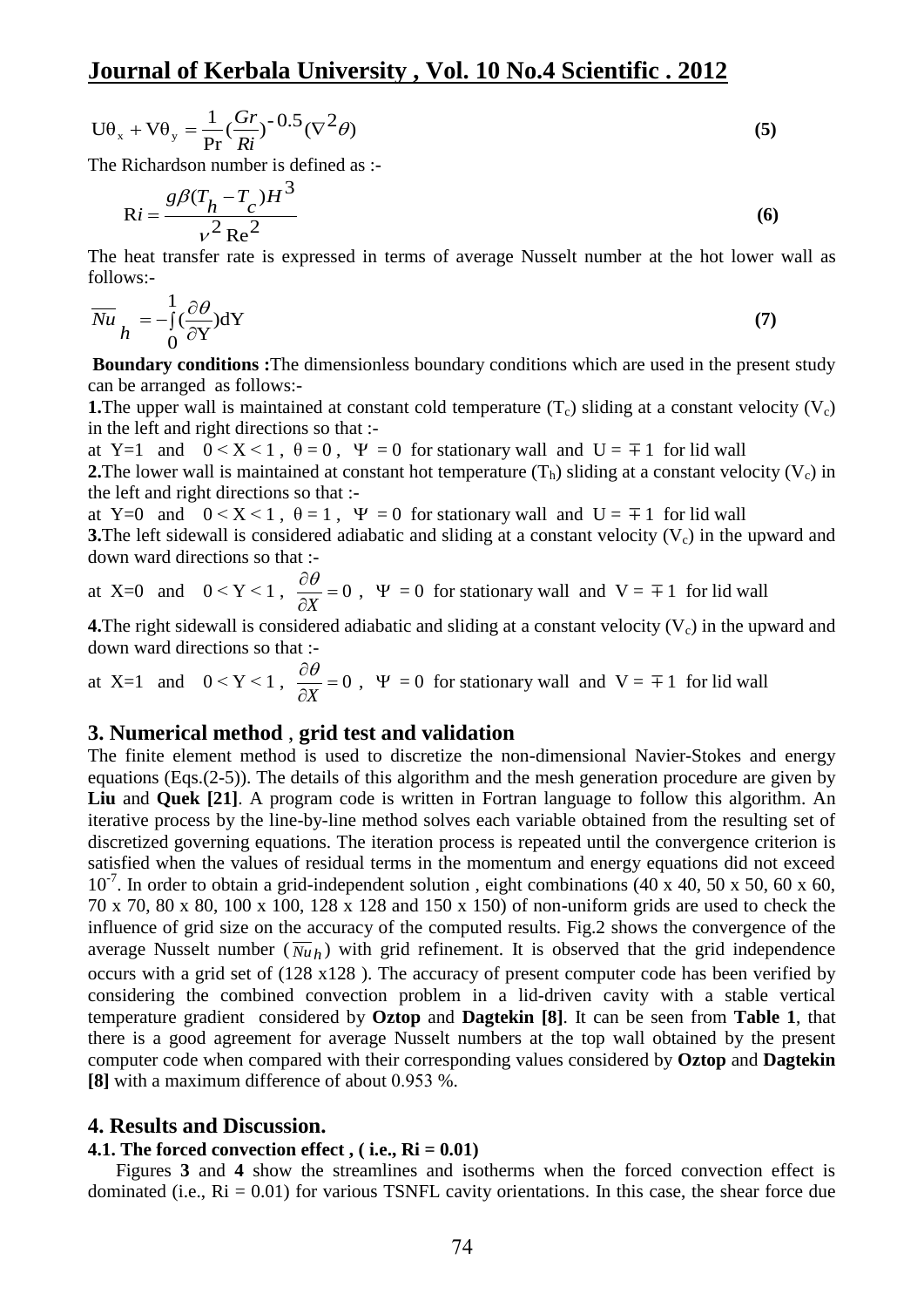$$U\theta_x + V\theta_y = \frac{1}{\Pr}\left(\frac{Gr}{Ri}\right)^{-0.5}(\nabla^2\theta) \qquad \textbf{(5)}$$

The Richardson number is defined as :-

$$Ri = \frac{g\beta(T_h - T_c)H^3}{\nu^2 \operatorname{Re}^2} \qquad \textbf{(6)}$$

The heat transfer rate is expressed in terms of average Nusselt number at the hot lower wall as follows:-

$$\overline{Nu}_h = -\int_0^1 \left(\frac{\partial\theta}{\partial Y}\right) dY \qquad \textbf{(7)}$$

**Boundary conditions :** The dimensionless boundary conditions which are used in the present study can be arranged as follows:-

**1.** The upper wall is maintained at constant cold temperature ($T_c$) sliding at a constant velocity ($V_c$) in the left and right directions so that :-

at $Y=1$ and $0 < X < 1$ , $\theta = 0$ , $\Psi = 0$ for stationary wall and $U = \mp 1$ for lid wall

**2.** The lower wall is maintained at constant hot temperature ($T_h$) sliding at a constant velocity ($V_c$) in the left and right directions so that :-

at $Y=0$ and $0 < X < 1$ , $\theta = 1$ , $\Psi = 0$ for stationary wall and $U = \mp 1$ for lid wall

**3.** The left sidewall is considered adiabatic and sliding at a constant velocity ($V_c$) in the upward and down ward directions so that :-

at $X=0$ and $0 < Y < 1$ , $\frac{\partial\theta}{\partial X} = 0$ , $\Psi = 0$ for stationary wall and $V = \mp 1$ for lid wall

**4.** The right sidewall is considered adiabatic and sliding at a constant velocity ($V_c$) in the upward and down ward directions so that :-

at $X=1$ and $0 < Y < 1$ , $\frac{\partial\theta}{\partial X} = 0$ , $\Psi = 0$ for stationary wall and $V = \mp 1$ for lid wall

## 3. Numerical method , grid test and validation

The finite element method is used to discretize the non-dimensional Navier-Stokes and energy equations (Eqs.(2-5)). The details of this algorithm and the mesh generation procedure are given by **Liu** and **Quek [21]**. A program code is written in Fortran language to follow this algorithm. An iterative process by the line-by-line method solves each variable obtained from the resulting set of discretized governing equations. The iteration process is repeated until the convergence criterion is satisfied when the values of residual terms in the momentum and energy equations did not exceed $10^{-7}$. In order to obtain a grid-independent solution , eight combinations (40 x 40, 50 x 50, 60 x 60, 70 x 70, 80 x 80, 100 x 100, 128 x 128 and 150 x 150) of non-uniform grids are used to check the influence of grid size on the accuracy of the computed results. Fig.2 shows the convergence of the average Nusselt number ($\overline{Nu}_h$) with grid refinement. It is observed that the grid independence occurs with a grid set of (128 x128 ). The accuracy of present computer code has been verified by considering the combined convection problem in a lid-driven cavity with a stable vertical temperature gradient considered by **Oztop** and **Dagtekin [8]**. It can be seen from **Table 1**, that there is a good agreement for average Nusselt numbers at the top wall obtained by the present computer code when compared with their corresponding values considered by **Oztop** and **Dagtekin [8]** with a maximum difference of about 0.953 %.

## 4. Results and Discussion.

### 4.1. The forced convection effect , ( i.e., Ri = 0.01)

Figures **3** and **4** show the streamlines and isotherms when the forced convection effect is dominated (i.e., Ri = 0.01) for various TSNFL cavity orientations. In this case, the shear force due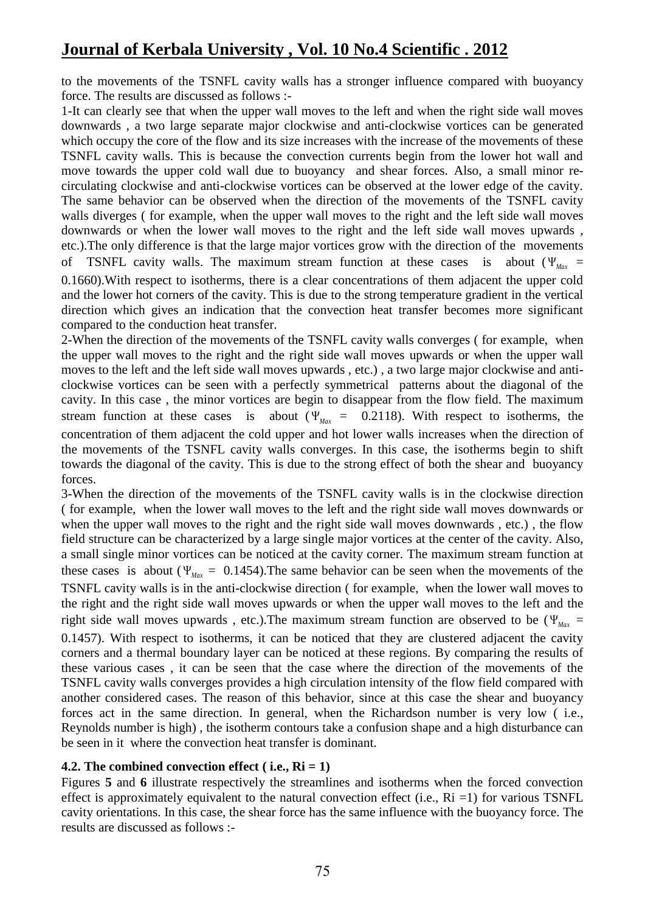to the movements of the TSNFL cavity walls has a stronger influence compared with buoyancy force. The results are discussed as follows :-

1-It can clearly see that when the upper wall moves to the left and when the right side wall moves downwards , a two large separate major clockwise and anti-clockwise vortices can be generated which occupy the core of the flow and its size increases with the increase of the movements of these TSNFL cavity walls. This is because the convection currents begin from the lower hot wall and move towards the upper cold wall due to buoyancy and shear forces. Also, a small minor re-circulating clockwise and anti-clockwise vortices can be observed at the lower edge of the cavity. The same behavior can be observed when the direction of the movements of the TSNFL cavity walls diverges ( for example, when the upper wall moves to the right and the left side wall moves downwards or when the lower wall moves to the right and the left side wall moves upwards , etc.).The only difference is that the large major vortices grow with the direction of the movements of TSNFL cavity walls. The maximum stream function at these cases is about ($\Psi_{Max}$ = 0.1660).With respect to isotherms, there is a clear concentrations of them adjacent the upper cold and the lower hot corners of the cavity. This is due to the strong temperature gradient in the vertical direction which gives an indication that the convection heat transfer becomes more significant compared to the conduction heat transfer.

2-When the direction of the movements of the TSNFL cavity walls converges ( for example, when the upper wall moves to the right and the right side wall moves upwards or when the upper wall moves to the left and the left side wall moves upwards , etc.) , a two large major clockwise and anti-clockwise vortices can be seen with a perfectly symmetrical patterns about the diagonal of the cavity. In this case , the minor vortices are begin to disappear from the flow field. The maximum stream function at these cases is about ($\Psi_{Max}$ = 0.2118). With respect to isotherms, the concentration of them adjacent the cold upper and hot lower walls increases when the direction of the movements of the TSNFL cavity walls converges. In this case, the isotherms begin to shift towards the diagonal of the cavity. This is due to the strong effect of both the shear and buoyancy forces.

3-When the direction of the movements of the TSNFL cavity walls is in the clockwise direction ( for example, when the lower wall moves to the left and the right side wall moves downwards or when the upper wall moves to the right and the right side wall moves downwards , etc.) , the flow field structure can be characterized by a large single major vortices at the center of the cavity. Also, a small single minor vortices can be noticed at the cavity corner. The maximum stream function at these cases is about ($\Psi_{Max}$ = 0.1454).The same behavior can be seen when the movements of the TSNFL cavity walls is in the anti-clockwise direction ( for example, when the lower wall moves to the right and the right side wall moves upwards or when the upper wall moves to the left and the right side wall moves upwards , etc.).The maximum stream function are observed to be ($\Psi_{Max}$ = 0.1457). With respect to isotherms, it can be noticed that they are clustered adjacent the cavity corners and a thermal boundary layer can be noticed at these regions. By comparing the results of these various cases , it can be seen that the case where the direction of the movements of the TSNFL cavity walls converges provides a high circulation intensity of the flow field compared with another considered cases. The reason of this behavior, since at this case the shear and buoyancy forces act in the same direction. In general, when the Richardson number is very low ( i.e., Reynolds number is high) , the isotherm contours take a confusion shape and a high disturbance can be seen in it where the convection heat transfer is dominant.

#### 4.2. The combined convection effect ( i.e., Ri = 1)

Figures **5** and **6** illustrate respectively the streamlines and isotherms when the forced convection effect is approximately equivalent to the natural convection effect (i.e., Ri =1) for various TSNFL cavity orientations. In this case, the shear force has the same influence with the buoyancy force. The results are discussed as follows :-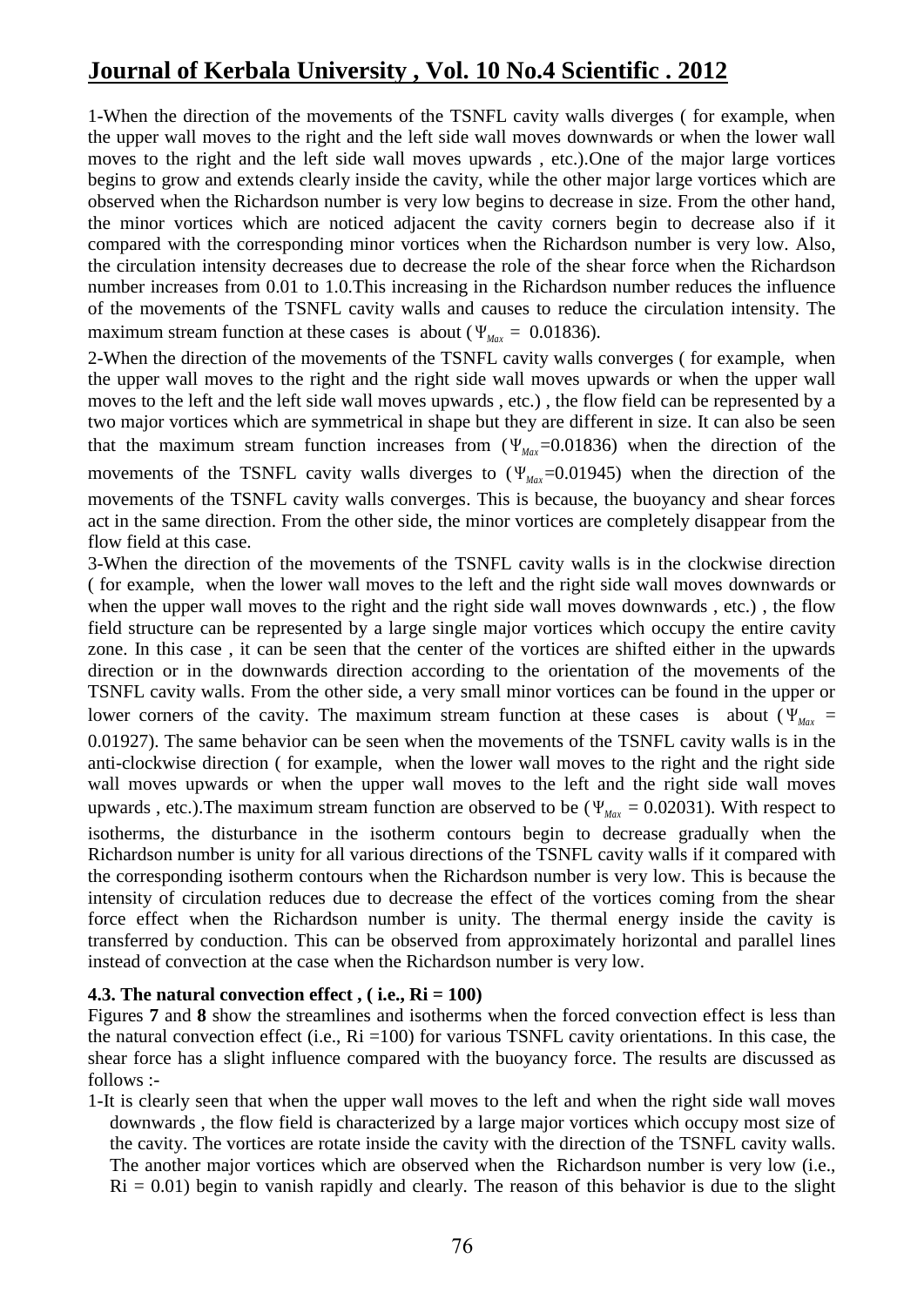1-When the direction of the movements of the TSNFL cavity walls diverges ( for example, when the upper wall moves to the right and the left side wall moves downwards or when the lower wall moves to the right and the left side wall moves upwards , etc.).One of the major large vortices begins to grow and extends clearly inside the cavity, while the other major large vortices which are observed when the Richardson number is very low begins to decrease in size. From the other hand, the minor vortices which are noticed adjacent the cavity corners begin to decrease also if it compared with the corresponding minor vortices when the Richardson number is very low. Also, the circulation intensity decreases due to decrease the role of the shear force when the Richardson number increases from 0.01 to 1.0.This increasing in the Richardson number reduces the influence of the movements of the TSNFL cavity walls and causes to reduce the circulation intensity. The maximum stream function at these cases is about ( $\Psi_{Max}$ = 0.01836).

2-When the direction of the movements of the TSNFL cavity walls converges ( for example, when the upper wall moves to the right and the right side wall moves upwards or when the upper wall moves to the left and the left side wall moves upwards , etc.) , the flow field can be represented by a two major vortices which are symmetrical in shape but they are different in size. It can also be seen that the maximum stream function increases from ( $\Psi_{Max}$=0.01836) when the direction of the movements of the TSNFL cavity walls diverges to ( $\Psi_{Max}$=0.01945) when the direction of the movements of the TSNFL cavity walls converges. This is because, the buoyancy and shear forces act in the same direction. From the other side, the minor vortices are completely disappear from the flow field at this case.

3-When the direction of the movements of the TSNFL cavity walls is in the clockwise direction ( for example, when the lower wall moves to the left and the right side wall moves downwards or when the upper wall moves to the right and the right side wall moves downwards , etc.) , the flow field structure can be represented by a large single major vortices which occupy the entire cavity zone. In this case , it can be seen that the center of the vortices are shifted either in the upwards direction or in the downwards direction according to the orientation of the movements of the TSNFL cavity walls. From the other side, a very small minor vortices can be found in the upper or lower corners of the cavity. The maximum stream function at these cases is about ( $\Psi_{Max}$ = 0.01927). The same behavior can be seen when the movements of the TSNFL cavity walls is in the anti-clockwise direction ( for example, when the lower wall moves to the right and the right side wall moves upwards or when the upper wall moves to the left and the right side wall moves upwards , etc.).The maximum stream function are observed to be ( $\Psi_{Max}$ = 0.02031). With respect to isotherms, the disturbance in the isotherm contours begin to decrease gradually when the Richardson number is unity for all various directions of the TSNFL cavity walls if it compared with the corresponding isotherm contours when the Richardson number is very low. This is because the intensity of circulation reduces due to decrease the effect of the vortices coming from the shear force effect when the Richardson number is unity. The thermal energy inside the cavity is transferred by conduction. This can be observed from approximately horizontal and parallel lines instead of convection at the case when the Richardson number is very low.

**4.3. The natural convection effect , ( i.e., Ri = 100)**

Figures **7** and **8** show the streamlines and isotherms when the forced convection effect is less than the natural convection effect (i.e., Ri =100) for various TSNFL cavity orientations. In this case, the shear force has a slight influence compared with the buoyancy force. The results are discussed as follows :-

1-It is clearly seen that when the upper wall moves to the left and when the right side wall moves downwards , the flow field is characterized by a large major vortices which occupy most size of the cavity. The vortices are rotate inside the cavity with the direction of the TSNFL cavity walls. The another major vortices which are observed when the Richardson number is very low (i.e., Ri = 0.01) begin to vanish rapidly and clearly. The reason of this behavior is due to the slight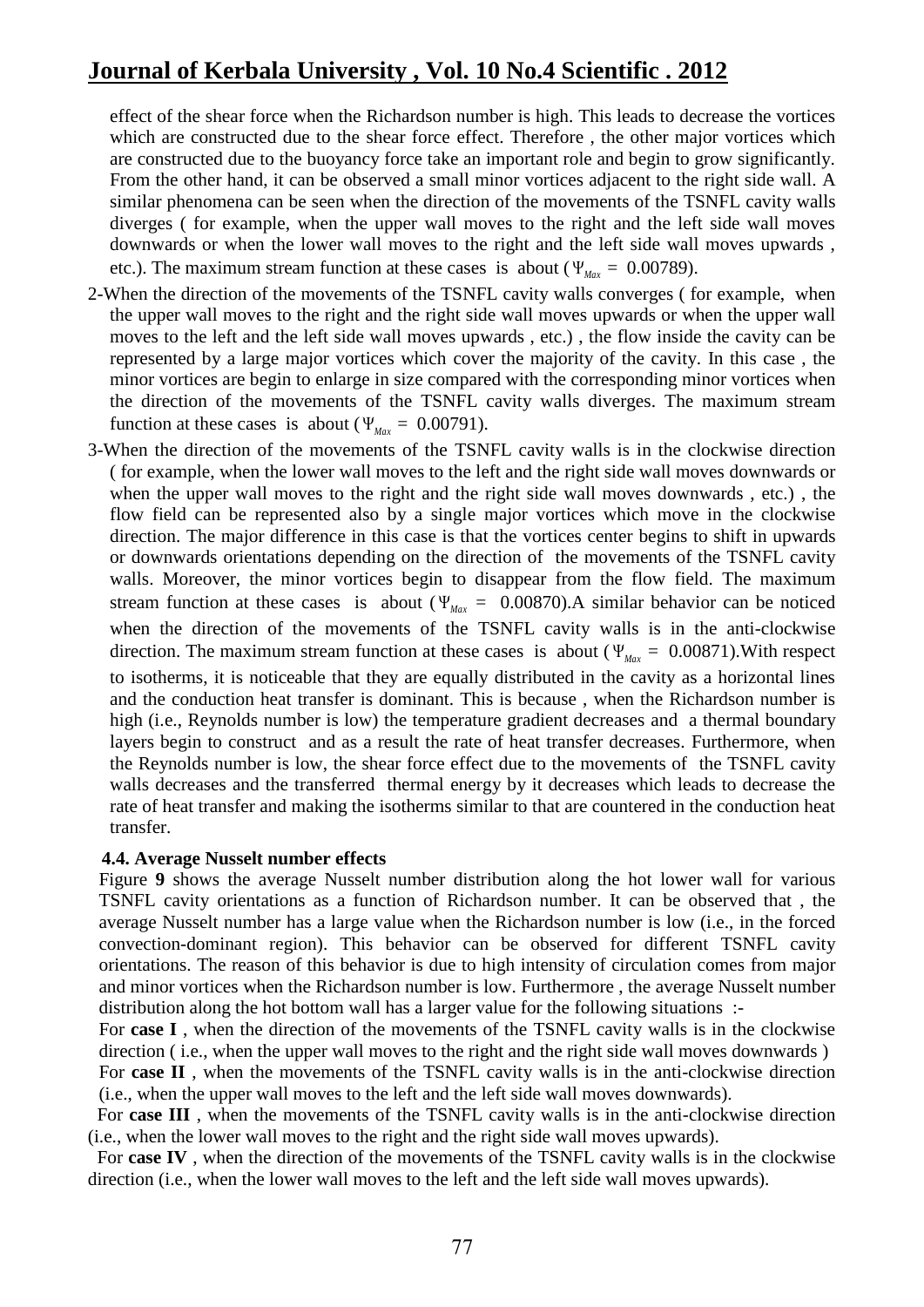effect of the shear force when the Richardson number is high. This leads to decrease the vortices which are constructed due to the shear force effect. Therefore , the other major vortices which are constructed due to the buoyancy force take an important role and begin to grow significantly. From the other hand, it can be observed a small minor vortices adjacent to the right side wall. A similar phenomena can be seen when the direction of the movements of the TSNFL cavity walls diverges ( for example, when the upper wall moves to the right and the left side wall moves downwards or when the lower wall moves to the right and the left side wall moves upwards , etc.). The maximum stream function at these cases is about ( $\Psi_{Max}$ = 0.00789).

2-When the direction of the movements of the TSNFL cavity walls converges ( for example, when the upper wall moves to the right and the right side wall moves upwards or when the upper wall moves to the left and the left side wall moves upwards , etc.) , the flow inside the cavity can be represented by a large major vortices which cover the majority of the cavity. In this case , the minor vortices are begin to enlarge in size compared with the corresponding minor vortices when the direction of the movements of the TSNFL cavity walls diverges. The maximum stream function at these cases is about ( $\Psi_{Max}$ = 0.00791).

3-When the direction of the movements of the TSNFL cavity walls is in the clockwise direction ( for example, when the lower wall moves to the left and the right side wall moves downwards or when the upper wall moves to the right and the right side wall moves downwards , etc.) , the flow field can be represented also by a single major vortices which move in the clockwise direction. The major difference in this case is that the vortices center begins to shift in upwards or downwards orientations depending on the direction of the movements of the TSNFL cavity walls. Moreover, the minor vortices begin to disappear from the flow field. The maximum stream function at these cases is about ( $\Psi_{Max}$ = 0.00870).A similar behavior can be noticed when the direction of the movements of the TSNFL cavity walls is in the anti-clockwise direction. The maximum stream function at these cases is about ( $\Psi_{Max}$ = 0.00871).With respect to isotherms, it is noticeable that they are equally distributed in the cavity as a horizontal lines and the conduction heat transfer is dominant. This is because , when the Richardson number is high (i.e., Reynolds number is low) the temperature gradient decreases and a thermal boundary layers begin to construct and as a result the rate of heat transfer decreases. Furthermore, when the Reynolds number is low, the shear force effect due to the movements of the TSNFL cavity walls decreases and the transferred thermal energy by it decreases which leads to decrease the rate of heat transfer and making the isotherms similar to that are countered in the conduction heat transfer.

### 4.4. Average Nusselt number effects

Figure **9** shows the average Nusselt number distribution along the hot lower wall for various TSNFL cavity orientations as a function of Richardson number. It can be observed that , the average Nusselt number has a large value when the Richardson number is low (i.e., in the forced convection-dominant region). This behavior can be observed for different TSNFL cavity orientations. The reason of this behavior is due to high intensity of circulation comes from major and minor vortices when the Richardson number is low. Furthermore , the average Nusselt number distribution along the hot bottom wall has a larger value for the following situations :-

For **case I** , when the direction of the movements of the TSNFL cavity walls is in the clockwise direction ( i.e., when the upper wall moves to the right and the right side wall moves downwards )

For **case II** , when the movements of the TSNFL cavity walls is in the anti-clockwise direction (i.e., when the upper wall moves to the left and the left side wall moves downwards).

For **case III** , when the movements of the TSNFL cavity walls is in the anti-clockwise direction (i.e., when the lower wall moves to the right and the right side wall moves upwards).

For **case IV** , when the direction of the movements of the TSNFL cavity walls is in the clockwise direction (i.e., when the lower wall moves to the left and the left side wall moves upwards).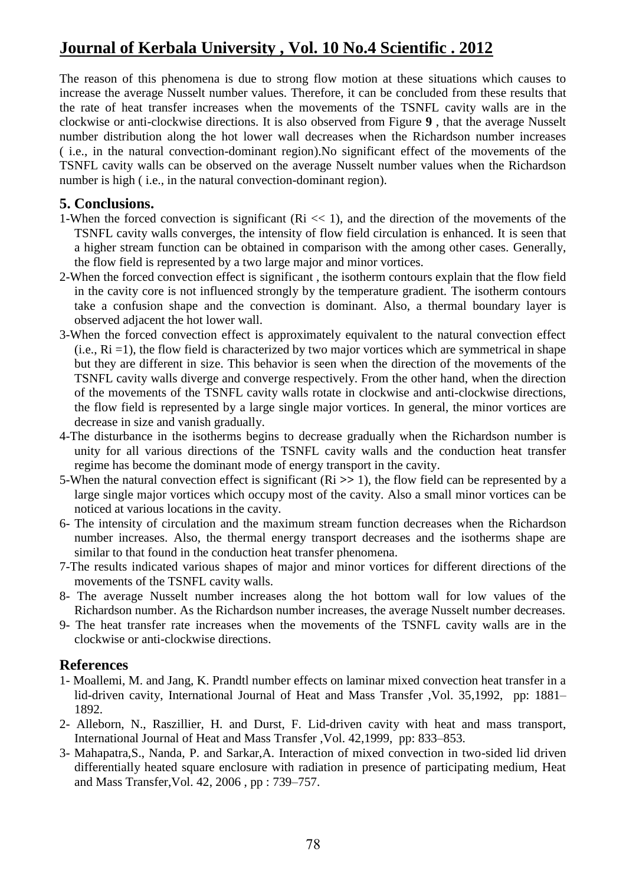The reason of this phenomena is due to strong flow motion at these situations which causes to increase the average Nusselt number values. Therefore, it can be concluded from these results that the rate of heat transfer increases when the movements of the TSNFL cavity walls are in the clockwise or anti-clockwise directions. It is also observed from Figure **9** , that the average Nusselt number distribution along the hot lower wall decreases when the Richardson number increases ( i.e., in the natural convection-dominant region).No significant effect of the movements of the TSNFL cavity walls can be observed on the average Nusselt number values when the Richardson number is high ( i.e., in the natural convection-dominant region).

## 5. Conclusions.

1-When the forced convection is significant ($Ri << 1$), and the direction of the movements of the TSNFL cavity walls converges, the intensity of flow field circulation is enhanced. It is seen that a higher stream function can be obtained in comparison with the among other cases. Generally, the flow field is represented by a two large major and minor vortices.

2-When the forced convection effect is significant , the isotherm contours explain that the flow field in the cavity core is not influenced strongly by the temperature gradient. The isotherm contours take a confusion shape and the convection is dominant. Also, a thermal boundary layer is observed adjacent the hot lower wall.

3-When the forced convection effect is approximately equivalent to the natural convection effect (i.e., $Ri = 1$), the flow field is characterized by two major vortices which are symmetrical in shape but they are different in size. This behavior is seen when the direction of the movements of the TSNFL cavity walls diverge and converge respectively. From the other hand, when the direction of the movements of the TSNFL cavity walls rotate in clockwise and anti-clockwise directions, the flow field is represented by a large single major vortices. In general, the minor vortices are decrease in size and vanish gradually.

4-The disturbance in the isotherms begins to decrease gradually when the Richardson number is unity for all various directions of the TSNFL cavity walls and the conduction heat transfer regime has become the dominant mode of energy transport in the cavity.

5-When the natural convection effect is significant ($Ri >> 1$), the flow field can be represented by a large single major vortices which occupy most of the cavity. Also a small minor vortices can be noticed at various locations in the cavity.

6- The intensity of circulation and the maximum stream function decreases when the Richardson number increases. Also, the thermal energy transport decreases and the isotherms shape are similar to that found in the conduction heat transfer phenomena.

7-The results indicated various shapes of major and minor vortices for different directions of the movements of the TSNFL cavity walls.

8- The average Nusselt number increases along the hot bottom wall for low values of the Richardson number. As the Richardson number increases, the average Nusselt number decreases.

9- The heat transfer rate increases when the movements of the TSNFL cavity walls are in the clockwise or anti-clockwise directions.

## References

1- Moallemi, M. and Jang, K. Prandtl number effects on laminar mixed convection heat transfer in a lid-driven cavity, International Journal of Heat and Mass Transfer ,Vol. 35,1992, pp: 1881–1892.

2- Alleborn, N., Raszillier, H. and Durst, F. Lid-driven cavity with heat and mass transport, International Journal of Heat and Mass Transfer ,Vol. 42,1999, pp: 833–853.

3- Mahapatra,S., Nanda, P. and Sarkar,A. Interaction of mixed convection in two-sided lid driven differentially heated square enclosure with radiation in presence of participating medium, Heat and Mass Transfer,Vol. 42, 2006 , pp : 739–757.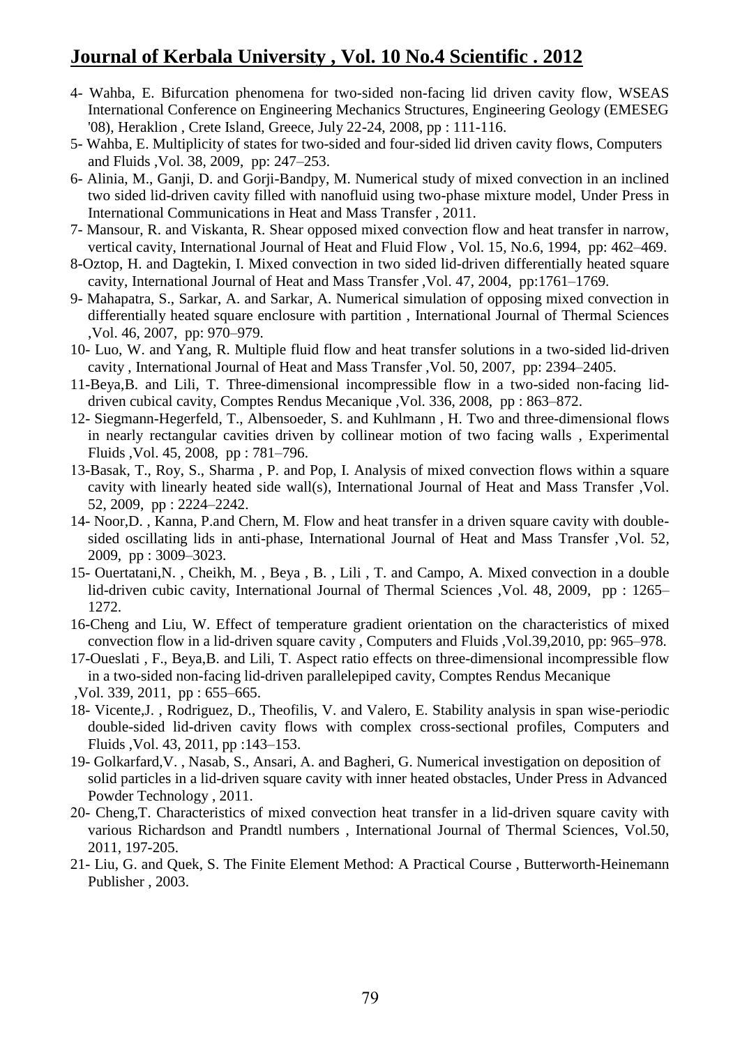4- Wahba, E. Bifurcation phenomena for two-sided non-facing lid driven cavity flow, WSEAS International Conference on Engineering Mechanics Structures, Engineering Geology (EMESEG '08), Heraklion , Crete Island, Greece, July 22-24, 2008, pp : 111-116.

5- Wahba, E. Multiplicity of states for two-sided and four-sided lid driven cavity flows, Computers and Fluids ,Vol. 38, 2009, pp: 247–253.

6- Alinia, M., Ganji, D. and Gorji-Bandpy, M. Numerical study of mixed convection in an inclined two sided lid-driven cavity filled with nanofluid using two-phase mixture model, Under Press in International Communications in Heat and Mass Transfer , 2011.

7- Mansour, R. and Viskanta, R. Shear opposed mixed convection flow and heat transfer in narrow, vertical cavity, International Journal of Heat and Fluid Flow , Vol. 15, No.6, 1994, pp: 462–469.

8-Oztop, H. and Dagtekin, I. Mixed convection in two sided lid-driven differentially heated square cavity, International Journal of Heat and Mass Transfer ,Vol. 47, 2004, pp:1761–1769.

9- Mahapatra, S., Sarkar, A. and Sarkar, A. Numerical simulation of opposing mixed convection in differentially heated square enclosure with partition , International Journal of Thermal Sciences ,Vol. 46, 2007, pp: 970–979.

10- Luo, W. and Yang, R. Multiple fluid flow and heat transfer solutions in a two-sided lid-driven cavity , International Journal of Heat and Mass Transfer ,Vol. 50, 2007, pp: 2394–2405.

11-Beya,B. and Lili, T. Three-dimensional incompressible flow in a two-sided non-facing lid-driven cubical cavity, Comptes Rendus Mecanique ,Vol. 336, 2008, pp : 863–872.

12- Siegmann-Hegerfeld, T., Albensoeder, S. and Kuhlmann , H. Two and three-dimensional flows in nearly rectangular cavities driven by collinear motion of two facing walls , Experimental Fluids ,Vol. 45, 2008, pp : 781–796.

13-Basak, T., Roy, S., Sharma , P. and Pop, I. Analysis of mixed convection flows within a square cavity with linearly heated side wall(s), International Journal of Heat and Mass Transfer ,Vol. 52, 2009, pp : 2224–2242.

14- Noor,D. , Kanna, P.and Chern, M. Flow and heat transfer in a driven square cavity with double-sided oscillating lids in anti-phase, International Journal of Heat and Mass Transfer ,Vol. 52, 2009, pp : 3009–3023.

15- Ouertatani,N. , Cheikh, M. , Beya , B. , Lili , T. and Campo, A. Mixed convection in a double lid-driven cubic cavity, International Journal of Thermal Sciences ,Vol. 48, 2009, pp : 1265–1272.

16-Cheng and Liu, W. Effect of temperature gradient orientation on the characteristics of mixed convection flow in a lid-driven square cavity , Computers and Fluids ,Vol.39,2010, pp: 965–978.

17-Oueslati , F., Beya,B. and Lili, T. Aspect ratio effects on three-dimensional incompressible flow in a two-sided non-facing lid-driven parallelepiped cavity, Comptes Rendus Mecanique ,Vol. 339, 2011, pp : 655–665.

18- Vicente,J. , Rodriguez, D., Theofilis, V. and Valero, E. Stability analysis in span wise-periodic double-sided lid-driven cavity flows with complex cross-sectional profiles, Computers and Fluids ,Vol. 43, 2011, pp :143–153.

19- Golkarfard,V. , Nasab, S., Ansari, A. and Bagheri, G. Numerical investigation on deposition of solid particles in a lid-driven square cavity with inner heated obstacles, Under Press in Advanced Powder Technology , 2011.

20- Cheng,T. Characteristics of mixed convection heat transfer in a lid-driven square cavity with various Richardson and Prandtl numbers , International Journal of Thermal Sciences, Vol.50, 2011, 197-205.

21- Liu, G. and Quek, S. The Finite Element Method: A Practical Course , Butterworth-Heinemann Publisher , 2003.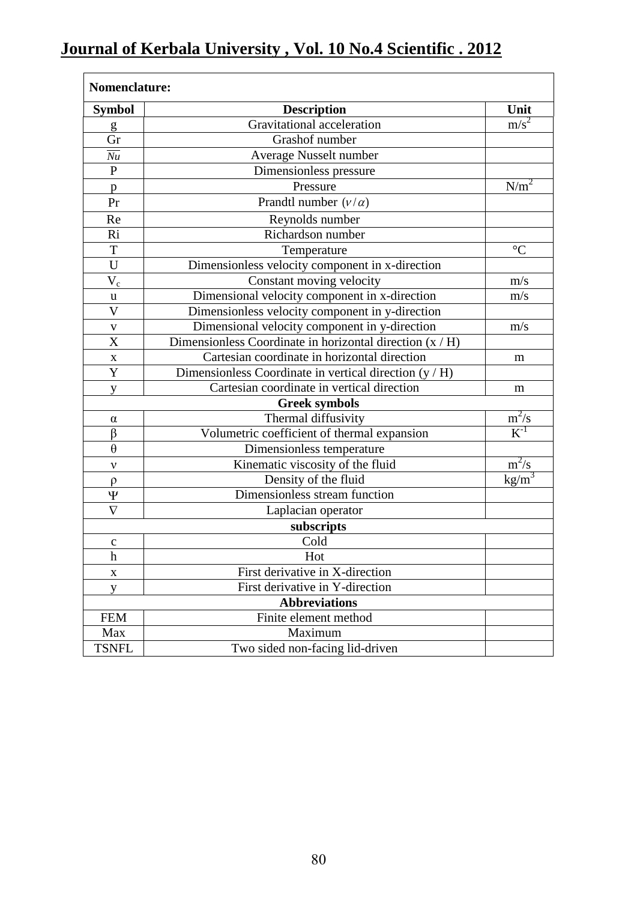**Nomenclature:**

| Symbol | Description | Unit |
|---|---|---|
| g | Gravitational acceleration | $m/s^2$ |
| Gr | Grashof number | |
| $\overline{Nu}$ | Average Nusselt number | |
| P | Dimensionless pressure | |
| p | Pressure | $N/m^2$ |
| Pr | Prandtl number $(\nu/\alpha)$ | |
| Re | Reynolds number | |
| Ri | Richardson number | |
| T | Temperature | °C |
| U | Dimensionless velocity component in x-direction | |
| $V_c$ | Constant moving velocity | m/s |
| u | Dimensional velocity component in x-direction | m/s |
| V | Dimensionless velocity component in y-direction | |
| v | Dimensional velocity component in y-direction | m/s |
| X | Dimensionless Coordinate in horizontal direction (x / H) | |
| x | Cartesian coordinate in horizontal direction | m |
| Y | Dimensionless Coordinate in vertical direction (y / H) | |
| y | Cartesian coordinate in vertical direction | m |
| **Greek symbols** | | |
| $\alpha$ | Thermal diffusivity | $m^2/s$ |
| $\beta$ | Volumetric coefficient of thermal expansion | $K^{-1}$ |
| $\theta$ | Dimensionless temperature | |
| $\nu$ | Kinematic viscosity of the fluid | $m^2/s$ |
| $\rho$ | Density of the fluid | $kg/m^3$ |
| $\Psi$ | Dimensionless stream function | |
| $\nabla$ | Laplacian operator | |
| **subscripts** | | |
| c | Cold | |
| h | Hot | |
| x | First derivative in X-direction | |
| y | First derivative in Y-direction | |
| **Abbreviations** | | |
| FEM | Finite element method | |
| Max | Maximum | |
| TSNFL | Two sided non-facing lid-driven | |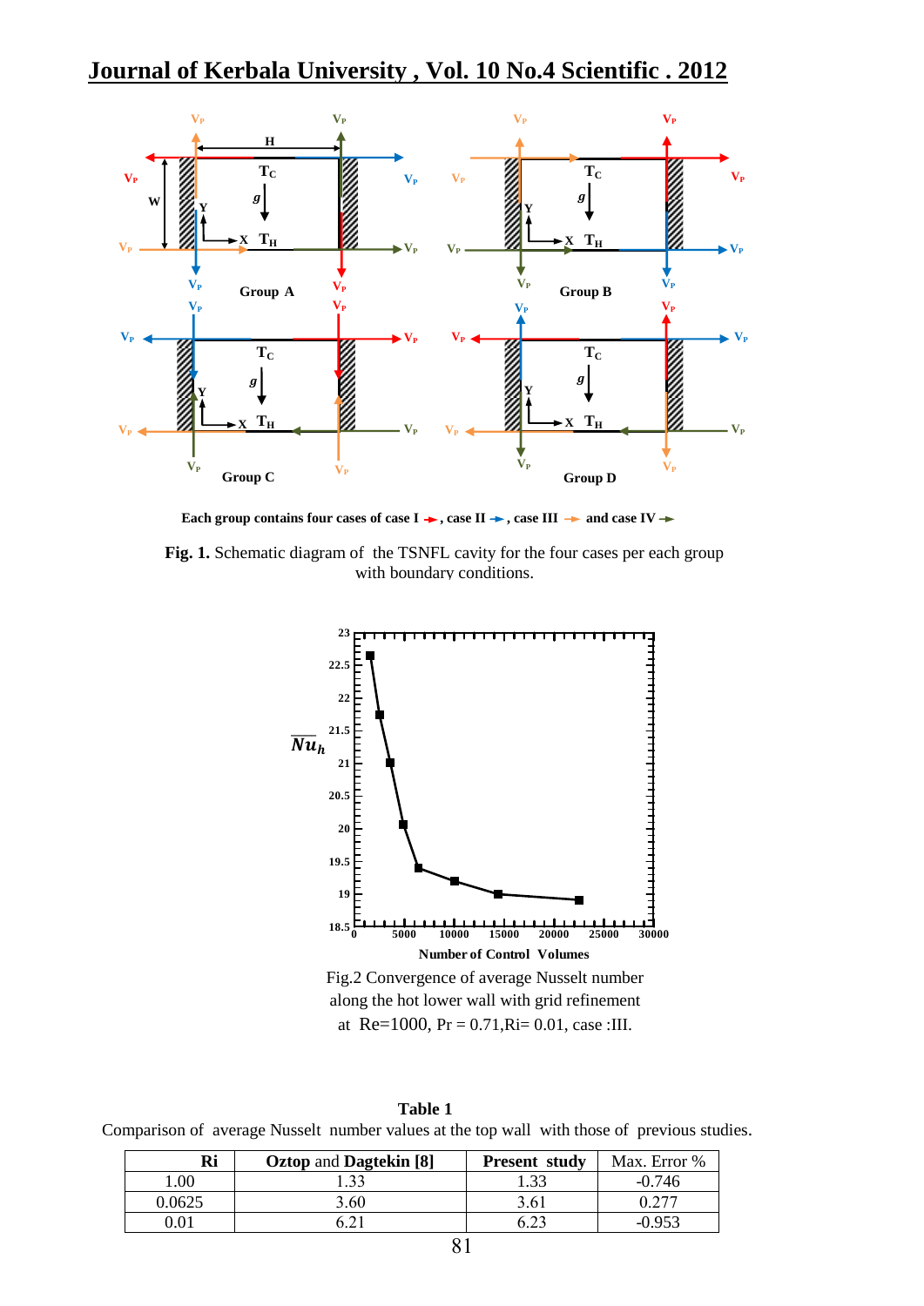Each group contains four cases of case I, case II, case III and case IV

**Fig. 1.** Schematic diagram of the TSNFL cavity for the four cases per each group with boundary conditions.

Fig.2 Convergence of average Nusselt number along the hot lower wall with grid refinement at Re=1000, Pr = 0.71, Ri= 0.01, case :III.

**Table 1**

Comparison of average Nusselt number values at the top wall with those of previous studies.

| Ri | Oztop and Dagtekin [8] | Present study | Max. Error % |
|---|---|---|---|
| 1.00 | 1.33 | 1.33 | -0.746 |
| 0.0625 | 3.60 | 3.61 | 0.277 |
| 0.01 | 6.21 | 6.23 | -0.953 |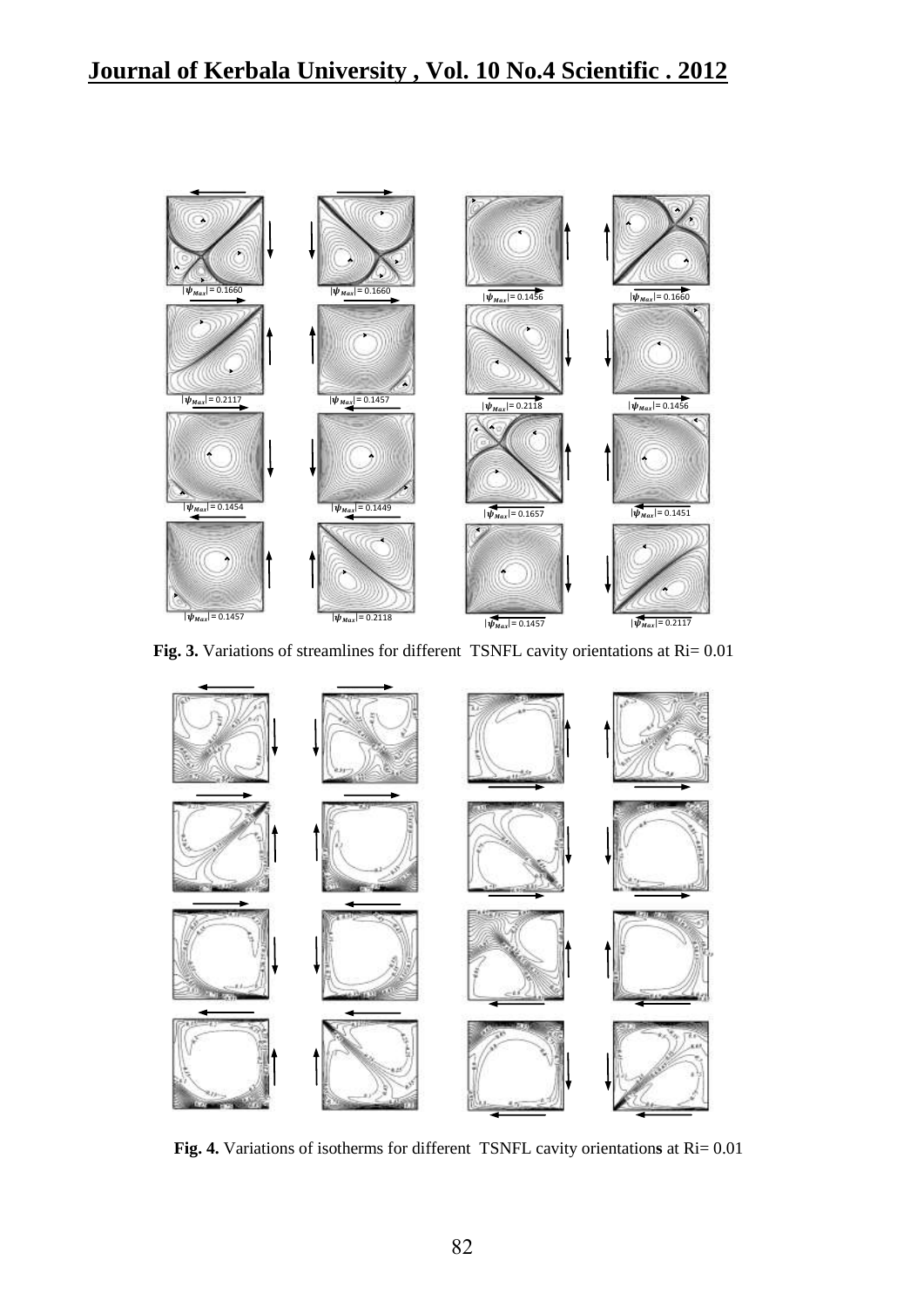Fig. 3. Variations of streamlines for different TSNFL cavity orientations at Ri= 0.01

Fig. 4. Variations of isotherms for different TSNFL cavity orientations at Ri= 0.01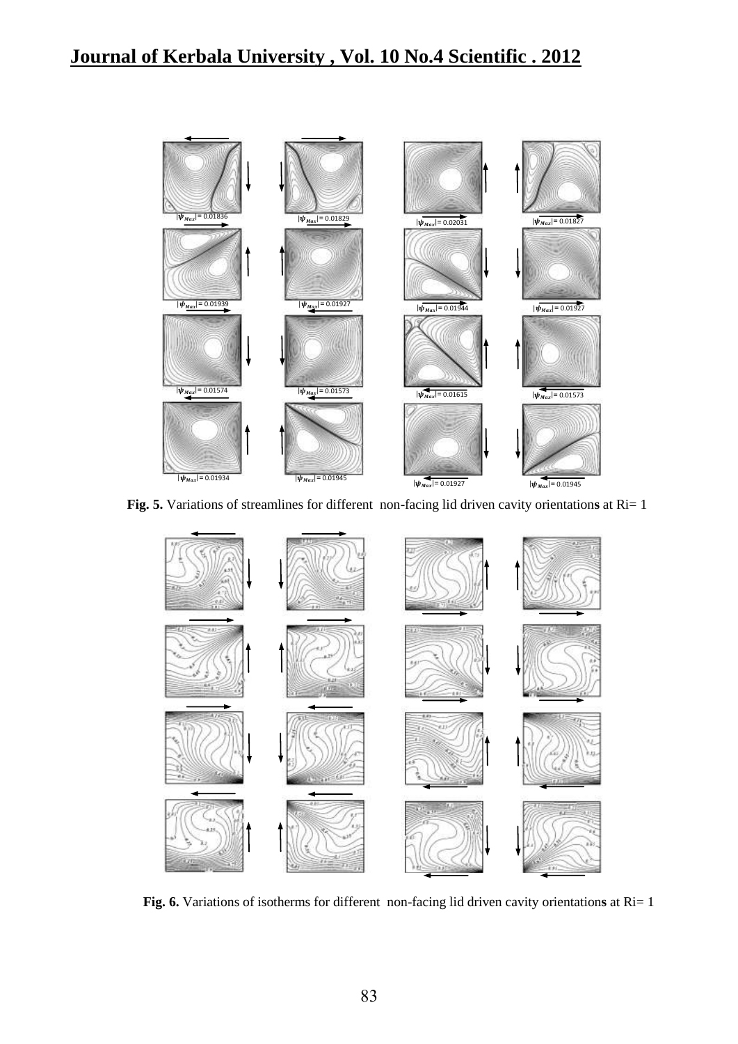**Fig. 5.** Variations of streamlines for different non-facing lid driven cavity orientations at Ri= 1

**Fig. 6.** Variations of isotherms for different non-facing lid driven cavity orientations at Ri= 1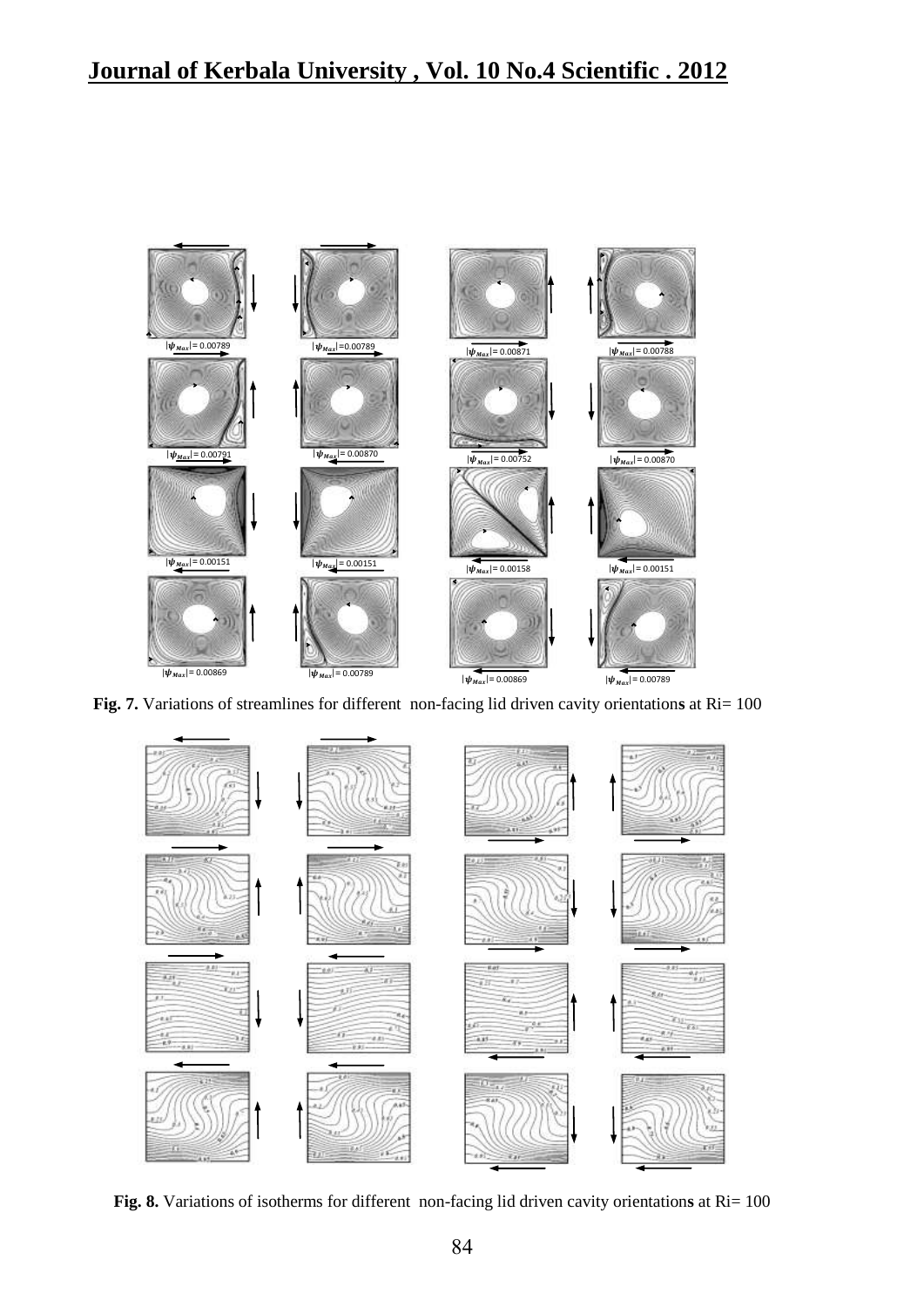Fig. 7. Variations of streamlines for different non-facing lid driven cavity orientations at Ri= 100

Fig. 8. Variations of isotherms for different non-facing lid driven cavity orientations at Ri= 100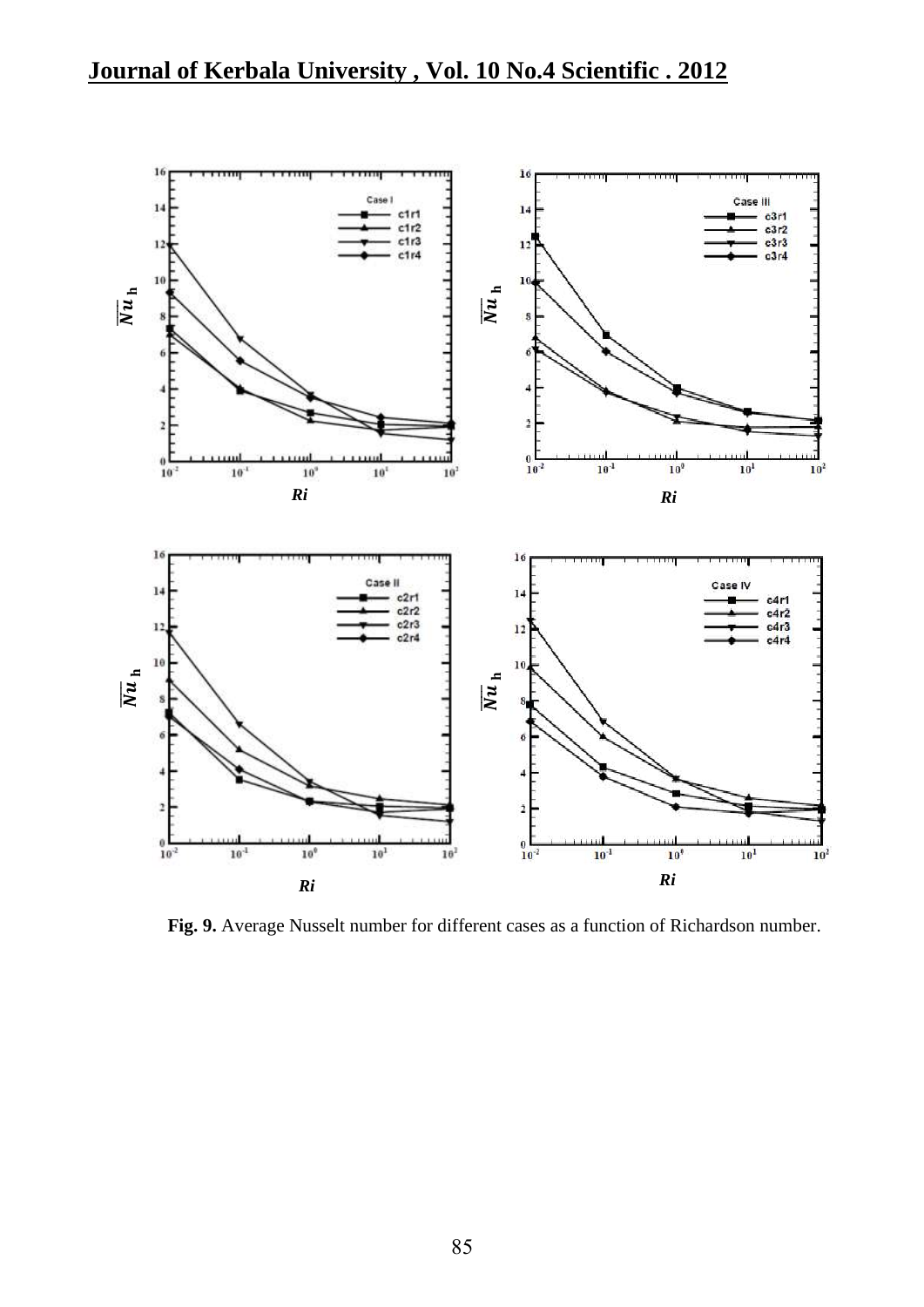Case I

c1r1

c1r2

c1r3

c1r4

$\overline{Nu}_h$

$Ri$

Case III

c3r1

c3r2

c3r3

c3r4

$\overline{Nu}_h$

$Ri$

Case II

c2r1

c2r2

c2r3

c2r4

$\overline{Nu}_h$

$Ri$

Case IV

c4r1

c4r2

c4r3

c4r4

$\overline{Nu}_h$

$Ri$

**Fig. 9.** Average Nusselt number for different cases as a function of Richardson number.